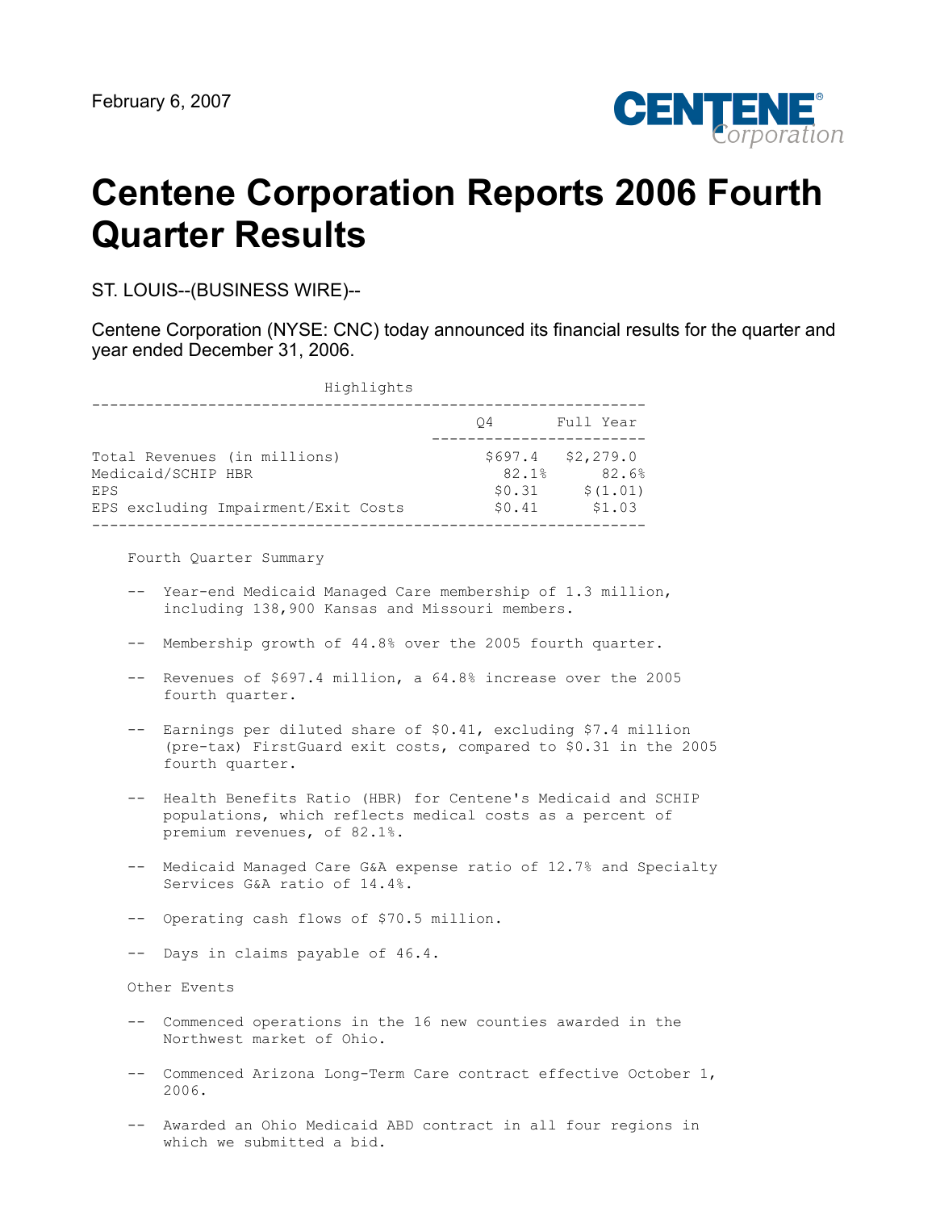February 6, 2007

# Centene Corporation Reports 2006 Fourth Quarter Results

ST. LOUIS--(BUSINESS WIRE)--

Centene Corporation (NYSE: CNC) today announced its financial results for the quarter and year ended December 31, 2006.

Highlights

| | Q4 | Full Year |
|---|---|---|
| Total Revenues (in millions) | $697.4 | $2,279.0 |
| Medicaid/SCHIP HBR | 82.1% | 82.6% |
| EPS | $0.31 | $(1.01) |
| EPS excluding Impairment/Exit Costs | $0.41 | $1.03 |

Fourth Quarter Summary

- Year-end Medicaid Managed Care membership of 1.3 million, including 138,900 Kansas and Missouri members.
- Membership growth of 44.8% over the 2005 fourth quarter.
- Revenues of $697.4 million, a 64.8% increase over the 2005 fourth quarter.
- Earnings per diluted share of $0.41, excluding $7.4 million (pre-tax) FirstGuard exit costs, compared to $0.31 in the 2005 fourth quarter.
- Health Benefits Ratio (HBR) for Centene's Medicaid and SCHIP populations, which reflects medical costs as a percent of premium revenues, of 82.1%.
- Medicaid Managed Care G&A expense ratio of 12.7% and Specialty Services G&A ratio of 14.4%.
- Operating cash flows of $70.5 million.
- Days in claims payable of 46.4.

Other Events

- Commenced operations in the 16 new counties awarded in the Northwest market of Ohio.
- Commenced Arizona Long-Term Care contract effective October 1, 2006.
- Awarded an Ohio Medicaid ABD contract in all four regions in which we submitted a bid.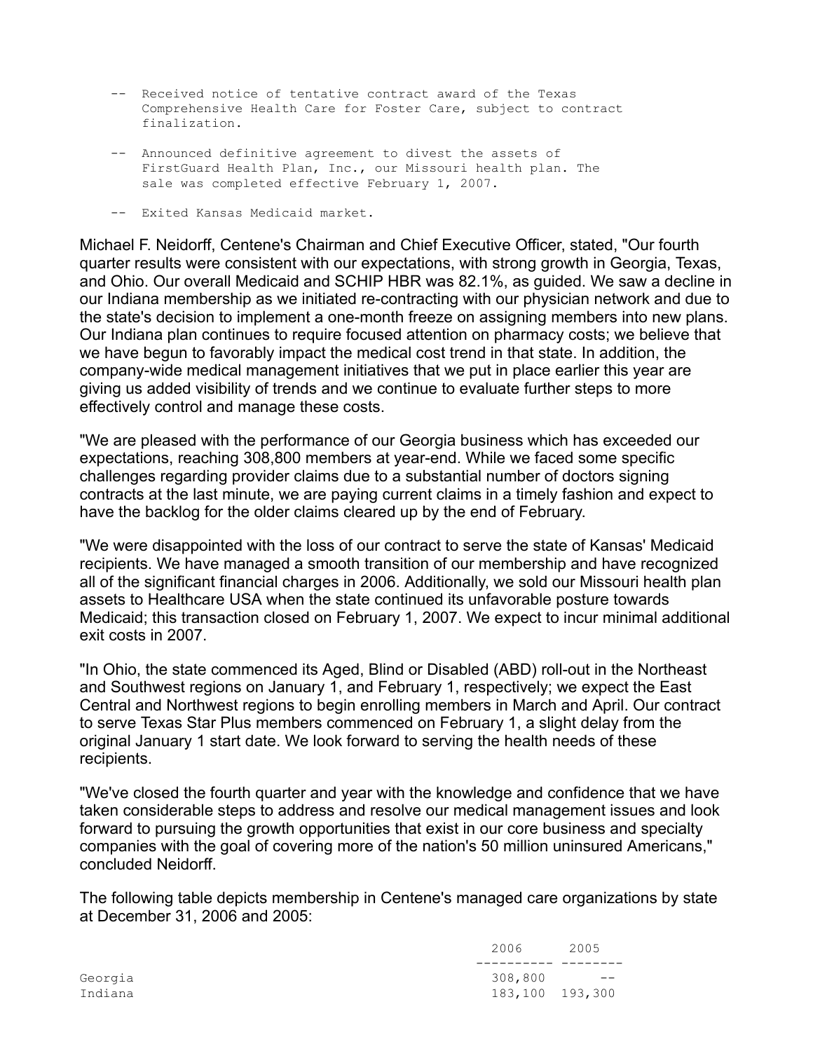- Received notice of tentative contract award of the Texas Comprehensive Health Care for Foster Care, subject to contract finalization.

- Announced definitive agreement to divest the assets of FirstGuard Health Plan, Inc., our Missouri health plan. The sale was completed effective February 1, 2007.

- Exited Kansas Medicaid market.

Michael F. Neidorff, Centene's Chairman and Chief Executive Officer, stated, "Our fourth quarter results were consistent with our expectations, with strong growth in Georgia, Texas, and Ohio. Our overall Medicaid and SCHIP HBR was 82.1%, as guided. We saw a decline in our Indiana membership as we initiated re-contracting with our physician network and due to the state's decision to implement a one-month freeze on assigning members into new plans. Our Indiana plan continues to require focused attention on pharmacy costs; we believe that we have begun to favorably impact the medical cost trend in that state. In addition, the company-wide medical management initiatives that we put in place earlier this year are giving us added visibility of trends and we continue to evaluate further steps to more effectively control and manage these costs.

"We are pleased with the performance of our Georgia business which has exceeded our expectations, reaching 308,800 members at year-end. While we faced some specific challenges regarding provider claims due to a substantial number of doctors signing contracts at the last minute, we are paying current claims in a timely fashion and expect to have the backlog for the older claims cleared up by the end of February.

"We were disappointed with the loss of our contract to serve the state of Kansas' Medicaid recipients. We have managed a smooth transition of our membership and have recognized all of the significant financial charges in 2006. Additionally, we sold our Missouri health plan assets to Healthcare USA when the state continued its unfavorable posture towards Medicaid; this transaction closed on February 1, 2007. We expect to incur minimal additional exit costs in 2007.

"In Ohio, the state commenced its Aged, Blind or Disabled (ABD) roll-out in the Northeast and Southwest regions on January 1, and February 1, respectively; we expect the East Central and Northwest regions to begin enrolling members in March and April. Our contract to serve Texas Star Plus members commenced on February 1, a slight delay from the original January 1 start date. We look forward to serving the health needs of these recipients.

"We've closed the fourth quarter and year with the knowledge and confidence that we have taken considerable steps to address and resolve our medical management issues and look forward to pursuing the growth opportunities that exist in our core business and specialty companies with the goal of covering more of the nation's 50 million uninsured Americans," concluded Neidorff.

The following table depicts membership in Centene's managed care organizations by state at December 31, 2006 and 2005:

| | 2006 | 2005 |
|---|---|---|
| Georgia | 308,800 | -- |
| Indiana | 183,100 | 193,300 |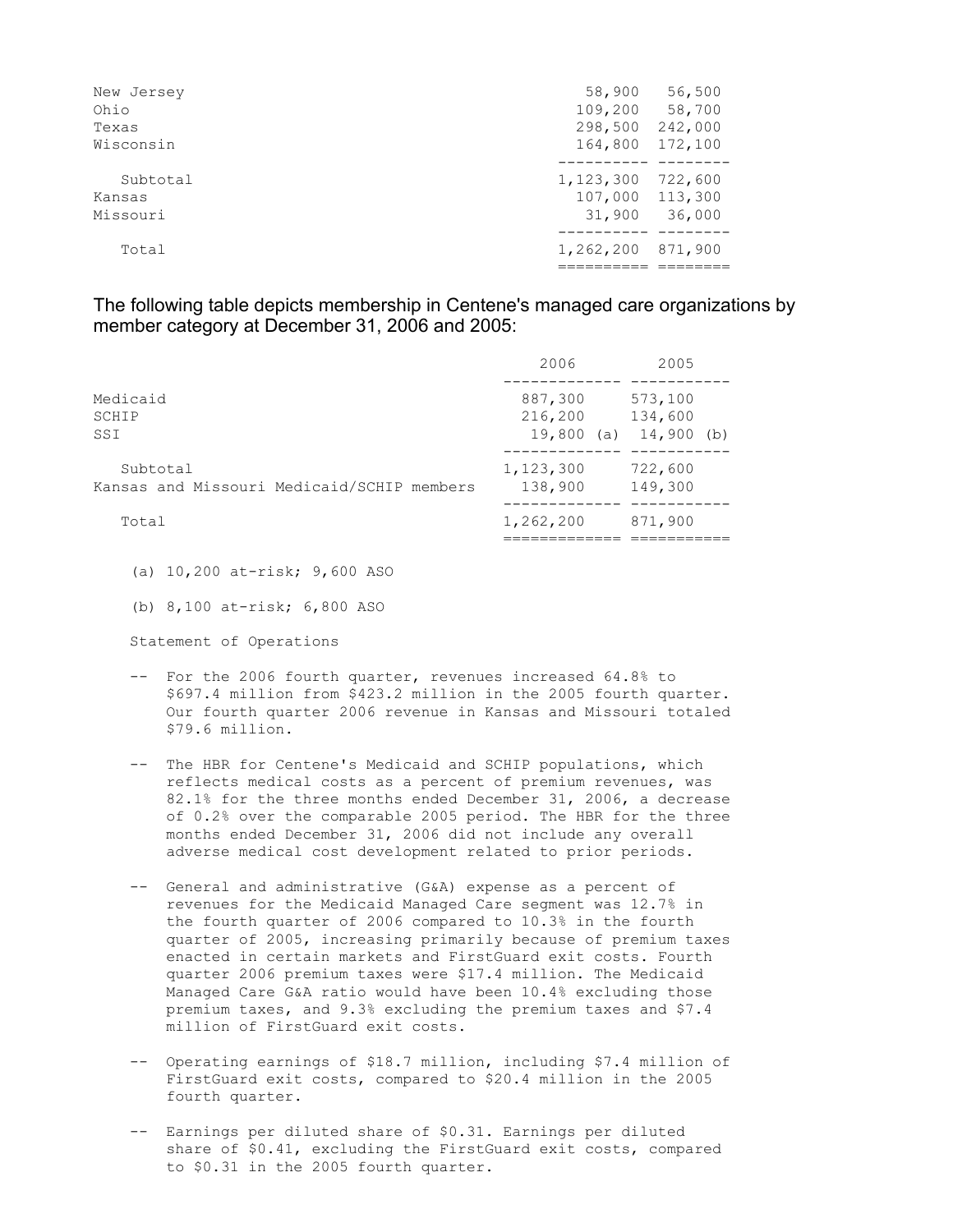| | | |
|---|---|---|
| New Jersey | 58,900 | 56,500 |
| Ohio | 109,200 | 58,700 |
| Texas | 298,500 | 242,000 |
| Wisconsin | 164,800 | 172,100 |
| Subtotal | 1,123,300 | 722,600 |
| Kansas | 107,000 | 113,300 |
| Missouri | 31,900 | 36,000 |
| Total | 1,262,200 | 871,900 |

The following table depicts membership in Centene's managed care organizations by member category at December 31, 2006 and 2005:

| | 2006 | 2005 |
|---|---|---|
| Medicaid | 887,300 | 573,100 |
| SCHIP | 216,200 | 134,600 |
| SSI | 19,800 (a) | 14,900 (b) |
| Subtotal | 1,123,300 | 722,600 |
| Kansas and Missouri Medicaid/SCHIP members | 138,900 | 149,300 |
| Total | 1,262,200 | 871,900 |

(a) 10,200 at-risk; 9,600 ASO

(b) 8,100 at-risk; 6,800 ASO

Statement of Operations

- For the 2006 fourth quarter, revenues increased 64.8% to $697.4 million from $423.2 million in the 2005 fourth quarter. Our fourth quarter 2006 revenue in Kansas and Missouri totaled $79.6 million.
- The HBR for Centene's Medicaid and SCHIP populations, which reflects medical costs as a percent of premium revenues, was 82.1% for the three months ended December 31, 2006, a decrease of 0.2% over the comparable 2005 period. The HBR for the three months ended December 31, 2006 did not include any overall adverse medical cost development related to prior periods.
- General and administrative (G&A) expense as a percent of revenues for the Medicaid Managed Care segment was 12.7% in the fourth quarter of 2006 compared to 10.3% in the fourth quarter of 2005, increasing primarily because of premium taxes enacted in certain markets and FirstGuard exit costs. Fourth quarter 2006 premium taxes were $17.4 million. The Medicaid Managed Care G&A ratio would have been 10.4% excluding those premium taxes, and 9.3% excluding the premium taxes and $7.4 million of FirstGuard exit costs.
- Operating earnings of $18.7 million, including $7.4 million of FirstGuard exit costs, compared to $20.4 million in the 2005 fourth quarter.
- Earnings per diluted share of $0.31. Earnings per diluted share of $0.41, excluding the FirstGuard exit costs, compared to $0.31 in the 2005 fourth quarter.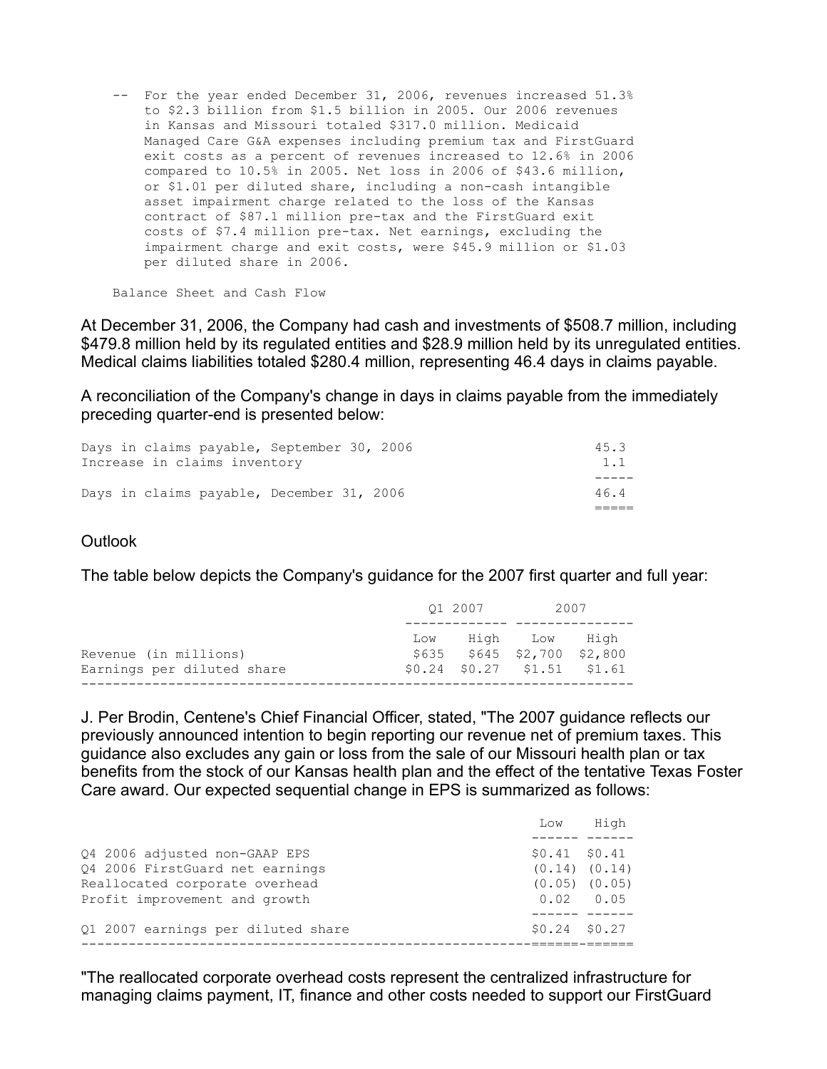-- For the year ended December 31, 2006, revenues increased 51.3% to $2.3 billion from $1.5 billion in 2005. Our 2006 revenues in Kansas and Missouri totaled $317.0 million. Medicaid Managed Care G&A expenses including premium tax and FirstGuard exit costs as a percent of revenues increased to 12.6% in 2006 compared to 10.5% in 2005. Net loss in 2006 of $43.6 million, or $1.01 per diluted share, including a non-cash intangible asset impairment charge related to the loss of the Kansas contract of $87.1 million pre-tax and the FirstGuard exit costs of $7.4 million pre-tax. Net earnings, excluding the impairment charge and exit costs, were $45.9 million or $1.03 per diluted share in 2006.

Balance Sheet and Cash Flow

At December 31, 2006, the Company had cash and investments of $508.7 million, including $479.8 million held by its regulated entities and $28.9 million held by its unregulated entities. Medical claims liabilities totaled $280.4 million, representing 46.4 days in claims payable.

A reconciliation of the Company's change in days in claims payable from the immediately preceding quarter-end is presented below:

| | |
|---|---|
| Days in claims payable, September 30, 2006 | 45.3 |
| Increase in claims inventory | 1.1 |
| Days in claims payable, December 31, 2006 | 46.4 |

Outlook

The table below depicts the Company's guidance for the 2007 first quarter and full year:

| | Q1 2007 | | 2007 | |
|---|---|---|---|---|
| | Low | High | Low | High |
| Revenue (in millions) | $635 | $645 | $2,700 | $2,800 |
| Earnings per diluted share | $0.24 | $0.27 | $1.51 | $1.61 |

J. Per Brodin, Centene's Chief Financial Officer, stated, "The 2007 guidance reflects our previously announced intention to begin reporting our revenue net of premium taxes. This guidance also excludes any gain or loss from the sale of our Missouri health plan or tax benefits from the stock of our Kansas health plan and the effect of the tentative Texas Foster Care award. Our expected sequential change in EPS is summarized as follows:

| | Low | High |
|---|---|---|
| Q4 2006 adjusted non-GAAP EPS | $0.41 | $0.41 |
| Q4 2006 FirstGuard net earnings | (0.14) | (0.14) |
| Reallocated corporate overhead | (0.05) | (0.05) |
| Profit improvement and growth | 0.02 | 0.05 |
| Q1 2007 earnings per diluted share | $0.24 | $0.27 |

"The reallocated corporate overhead costs represent the centralized infrastructure for managing claims payment, IT, finance and other costs needed to support our FirstGuard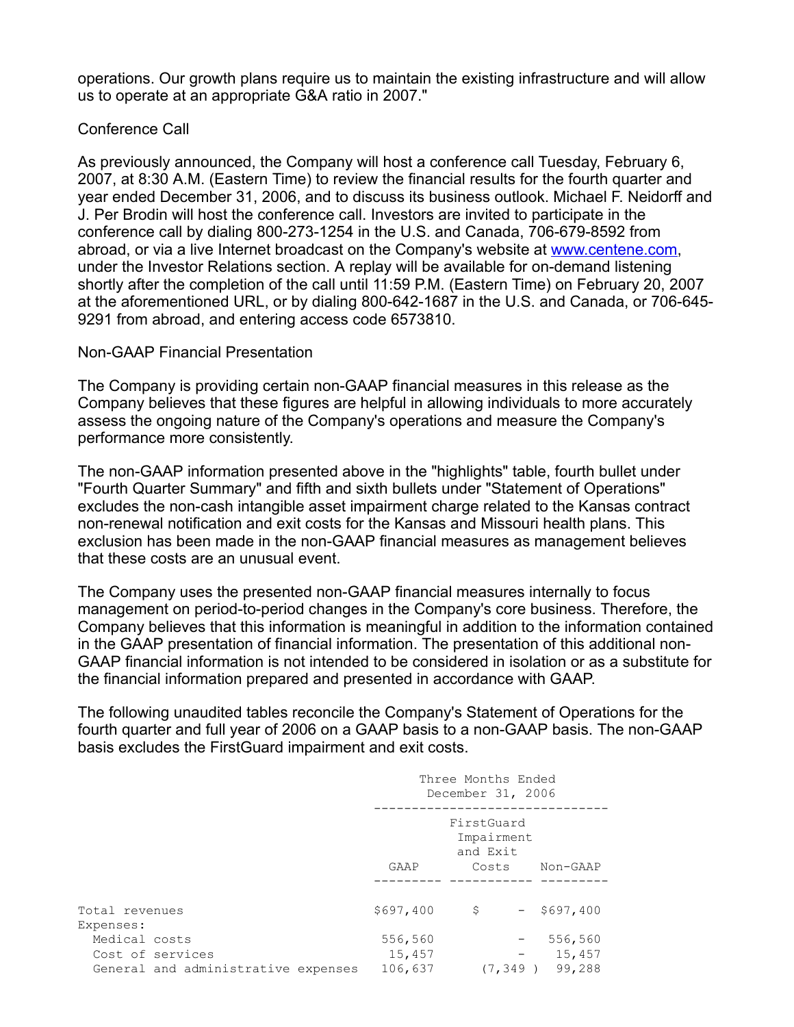operations. Our growth plans require us to maintain the existing infrastructure and will allow us to operate at an appropriate G&A ratio in 2007."

Conference Call

As previously announced, the Company will host a conference call Tuesday, February 6, 2007, at 8:30 A.M. (Eastern Time) to review the financial results for the fourth quarter and year ended December 31, 2006, and to discuss its business outlook. Michael F. Neidorff and J. Per Brodin will host the conference call. Investors are invited to participate in the conference call by dialing 800-273-1254 in the U.S. and Canada, 706-679-8592 from abroad, or via a live Internet broadcast on the Company's website at www.centene.com, under the Investor Relations section. A replay will be available for on-demand listening shortly after the completion of the call until 11:59 P.M. (Eastern Time) on February 20, 2007 at the aforementioned URL, or by dialing 800-642-1687 in the U.S. and Canada, or 706-645-9291 from abroad, and entering access code 6573810.

Non-GAAP Financial Presentation

The Company is providing certain non-GAAP financial measures in this release as the Company believes that these figures are helpful in allowing individuals to more accurately assess the ongoing nature of the Company's operations and measure the Company's performance more consistently.

The non-GAAP information presented above in the "highlights" table, fourth bullet under "Fourth Quarter Summary" and fifth and sixth bullets under "Statement of Operations" excludes the non-cash intangible asset impairment charge related to the Kansas contract non-renewal notification and exit costs for the Kansas and Missouri health plans. This exclusion has been made in the non-GAAP financial measures as management believes that these costs are an unusual event.

The Company uses the presented non-GAAP financial measures internally to focus management on period-to-period changes in the Company's core business. Therefore, the Company believes that this information is meaningful in addition to the information contained in the GAAP presentation of financial information. The presentation of this additional non-GAAP financial information is not intended to be considered in isolation or as a substitute for the financial information prepared and presented in accordance with GAAP.

The following unaudited tables reconcile the Company's Statement of Operations for the fourth quarter and full year of 2006 on a GAAP basis to a non-GAAP basis. The non-GAAP basis excludes the FirstGuard impairment and exit costs.

| | Three Months Ended December 31, 2006 | | |
|---|---|---|---|
| | GAAP | FirstGuard Impairment and Exit Costs | Non-GAAP |
| Total revenues | $697,400 | $ - | $697,400 |
| Expenses: | | | |
| Medical costs | 556,560 | - | 556,560 |
| Cost of services | 15,457 | - | 15,457 |
| General and administrative expenses | 106,637 | (7,349 ) | 99,288 |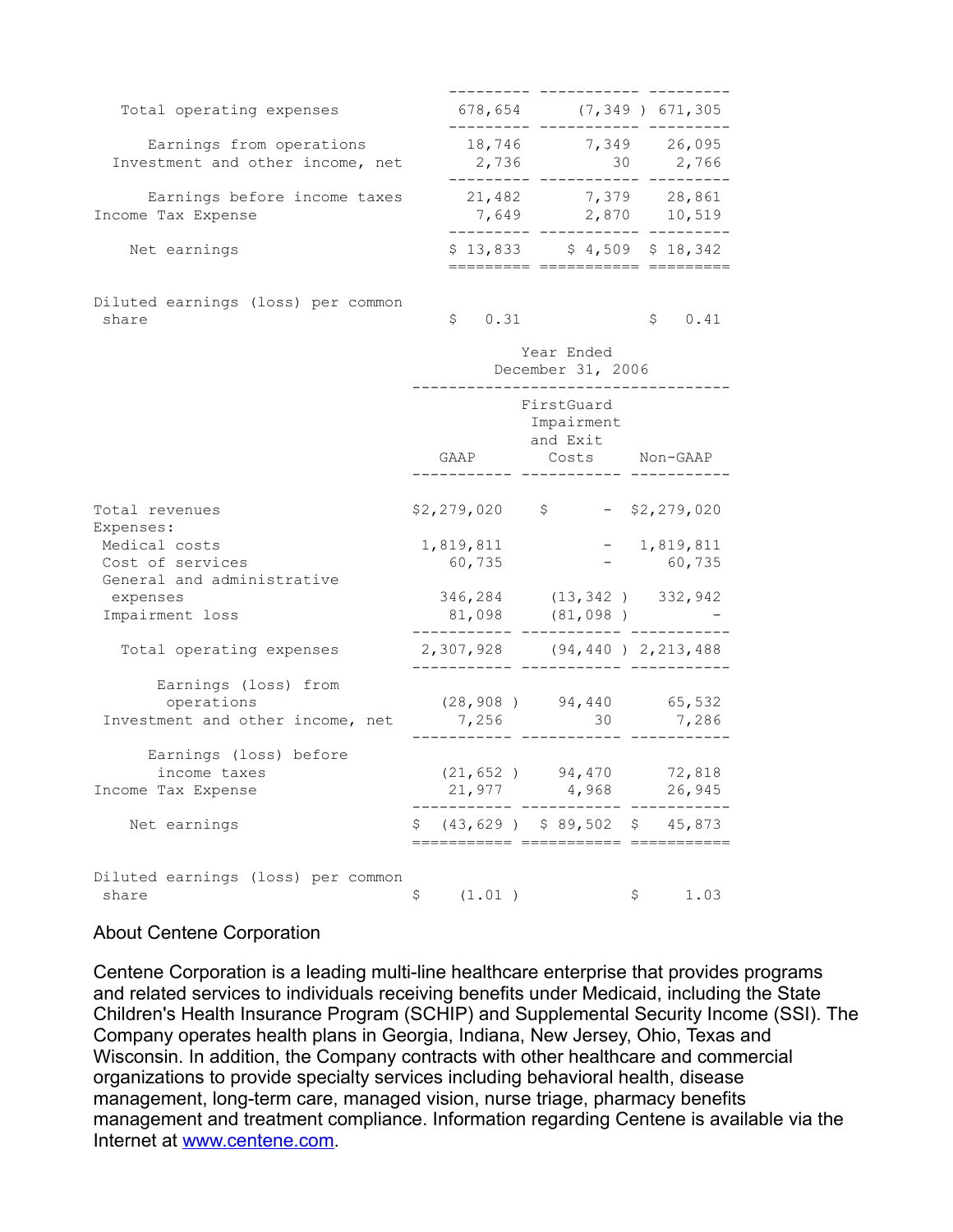| | | | |
|---|---|---|---|
| Total operating expenses | 678,654 | (7,349 ) | 671,305 |
| Earnings from operations | 18,746 | 7,349 | 26,095 |
| Investment and other income, net | 2,736 | 30 | 2,766 |
| Earnings before income taxes | 21,482 | 7,379 | 28,861 |
| Income Tax Expense | 7,649 | 2,870 | 10,519 |
| Net earnings | $ 13,833 | $ 4,509 | $ 18,342 |
| Diluted earnings (loss) per common share | $ 0.31 | | $ 0.41 |

| | Year Ended December 31, 2006 | | |
|---|---|---|---|
| | GAAP | FirstGuard Impairment and Exit Costs | Non-GAAP |
| Total revenues | $2,279,020 | $ - | $2,279,020 |
| Expenses: | | | |
| Medical costs | 1,819,811 | - | 1,819,811 |
| Cost of services | 60,735 | - | 60,735 |
| General and administrative expenses | 346,284 | (13,342 ) | 332,942 |
| Impairment loss | 81,098 | (81,098 ) | - |
| Total operating expenses | 2,307,928 | (94,440 ) | 2,213,488 |
| Earnings (loss) from operations | (28,908 ) | 94,440 | 65,532 |
| Investment and other income, net | 7,256 | 30 | 7,286 |
| Earnings (loss) before income taxes | (21,652 ) | 94,470 | 72,818 |
| Income Tax Expense | 21,977 | 4,968 | 26,945 |
| Net earnings | $ (43,629 ) | $ 89,502 | $ 45,873 |
| Diluted earnings (loss) per common share | $ (1.01 ) | | $ 1.03 |

About Centene Corporation

Centene Corporation is a leading multi-line healthcare enterprise that provides programs and related services to individuals receiving benefits under Medicaid, including the State Children's Health Insurance Program (SCHIP) and Supplemental Security Income (SSI). The Company operates health plans in Georgia, Indiana, New Jersey, Ohio, Texas and Wisconsin. In addition, the Company contracts with other healthcare and commercial organizations to provide specialty services including behavioral health, disease management, long-term care, managed vision, nurse triage, pharmacy benefits management and treatment compliance. Information regarding Centene is available via the Internet at www.centene.com.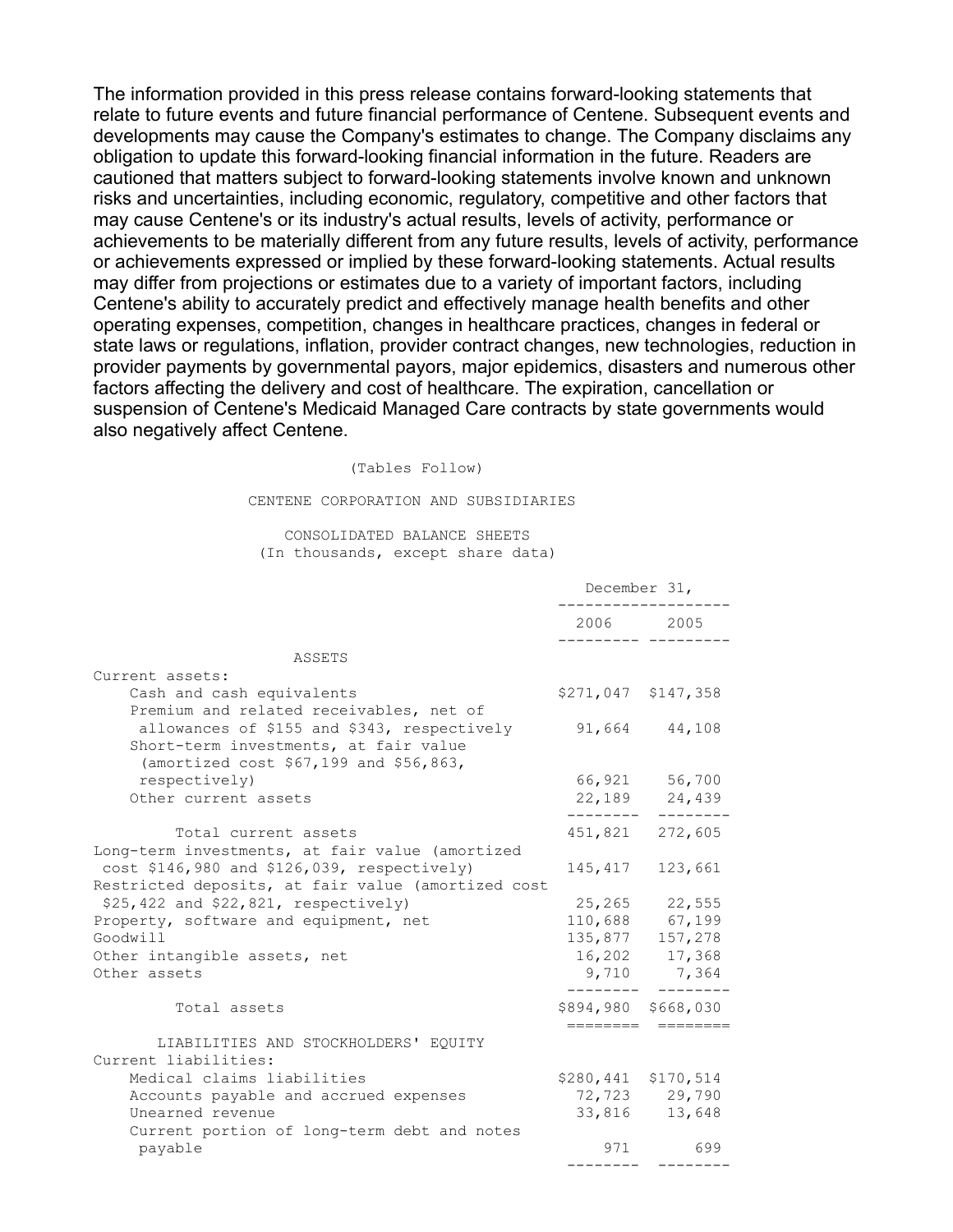The information provided in this press release contains forward-looking statements that relate to future events and future financial performance of Centene. Subsequent events and developments may cause the Company's estimates to change. The Company disclaims any obligation to update this forward-looking financial information in the future. Readers are cautioned that matters subject to forward-looking statements involve known and unknown risks and uncertainties, including economic, regulatory, competitive and other factors that may cause Centene's or its industry's actual results, levels of activity, performance or achievements to be materially different from any future results, levels of activity, performance or achievements expressed or implied by these forward-looking statements. Actual results may differ from projections or estimates due to a variety of important factors, including Centene's ability to accurately predict and effectively manage health benefits and other operating expenses, competition, changes in healthcare practices, changes in federal or state laws or regulations, inflation, provider contract changes, new technologies, reduction in provider payments by governmental payors, major epidemics, disasters and numerous other factors affecting the delivery and cost of healthcare. The expiration, cancellation or suspension of Centene's Medicaid Managed Care contracts by state governments would also negatively affect Centene.

(Tables Follow)

CENTENE CORPORATION AND SUBSIDIARIES

CONSOLIDATED BALANCE SHEETS
(In thousands, except share data)

| | December 31, 2006 | December 31, 2005 |
|---|---|---|
| **ASSETS** | | |
| Current assets: | | |
| Cash and cash equivalents | $271,047 | $147,358 |
| Premium and related receivables, net of allowances of $155 and $343, respectively | 91,664 | 44,108 |
| Short-term investments, at fair value (amortized cost $67,199 and $56,863, respectively) | 66,921 | 56,700 |
| Other current assets | 22,189 | 24,439 |
| Total current assets | 451,821 | 272,605 |
| Long-term investments, at fair value (amortized cost $146,980 and $126,039, respectively) | 145,417 | 123,661 |
| Restricted deposits, at fair value (amortized cost $25,422 and $22,821, respectively) | 25,265 | 22,555 |
| Property, software and equipment, net | 110,688 | 67,199 |
| Goodwill | 135,877 | 157,278 |
| Other intangible assets, net | 16,202 | 17,368 |
| Other assets | 9,710 | 7,364 |
| Total assets | $894,980 | $668,030 |
| **LIABILITIES AND STOCKHOLDERS' EQUITY** | | |
| Current liabilities: | | |
| Medical claims liabilities | $280,441 | $170,514 |
| Accounts payable and accrued expenses | 72,723 | 29,790 |
| Unearned revenue | 33,816 | 13,648 |
| Current portion of long-term debt and notes payable | 971 | 699 |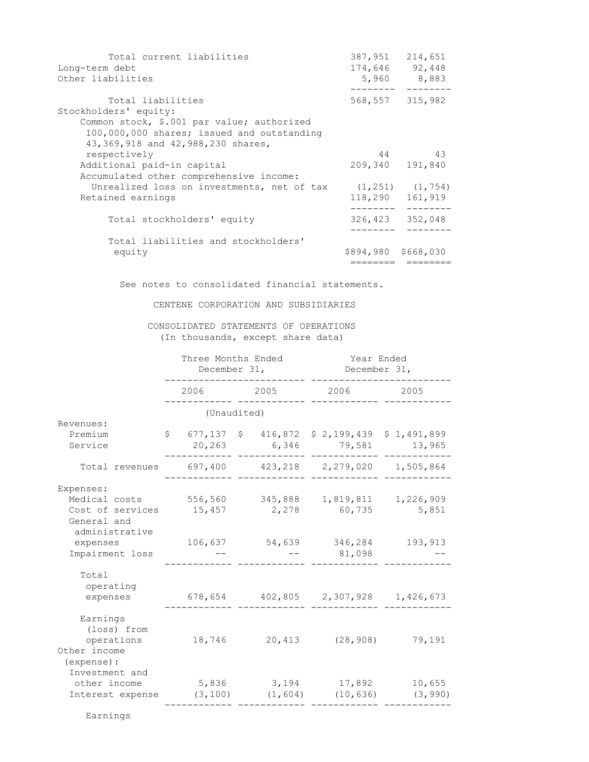| | | |
|---|---|---|
| Total current liabilities | 387,951 | 214,651 |
| Long-term debt | 174,646 | 92,448 |
| Other liabilities | 5,960 | 8,883 |
| Total liabilities | 568,557 | 315,982 |
| Stockholders' equity: | | |
| Common stock, $.001 par value; authorized 100,000,000 shares; issued and outstanding 43,369,918 and 42,988,230 shares, respectively | 44 | 43 |
| Additional paid-in capital | 209,340 | 191,840 |
| Accumulated other comprehensive income: | | |
| Unrealized loss on investments, net of tax | (1,251) | (1,754) |
| Retained earnings | 118,290 | 161,919 |
| Total stockholders' equity | 326,423 | 352,048 |
| Total liabilities and stockholders' equity | $894,980 | $668,030 |

See notes to consolidated financial statements.

CENTENE CORPORATION AND SUBSIDIARIES

CONSOLIDATED STATEMENTS OF OPERATIONS
(In thousands, except share data)

| | Three Months Ended December 31, | | Year Ended December 31, | |
|---|---|---|---|---|
| | 2006 | 2005 | 2006 | 2005 |
| | (Unaudited) | | | |
| Revenues: | | | | |
| Premium | $ 677,137 | $ 416,872 | $ 2,199,439 | $ 1,491,899 |
| Service | 20,263 | 6,346 | 79,581 | 13,965 |
| Total revenues | 697,400 | 423,218 | 2,279,020 | 1,505,864 |
| Expenses: | | | | |
| Medical costs | 556,560 | 345,888 | 1,819,811 | 1,226,909 |
| Cost of services | 15,457 | 2,278 | 60,735 | 5,851 |
| General and administrative expenses | 106,637 | 54,639 | 346,284 | 193,913 |
| Impairment loss | -- | -- | 81,098 | -- |
| Total operating expenses | 678,654 | 402,805 | 2,307,928 | 1,426,673 |
| Earnings (loss) from operations | 18,746 | 20,413 | (28,908) | 79,191 |
| Other income (expense): | | | | |
| Investment and other income | 5,836 | 3,194 | 17,892 | 10,655 |
| Interest expense | (3,100) | (1,604) | (10,636) | (3,990) |

Earnings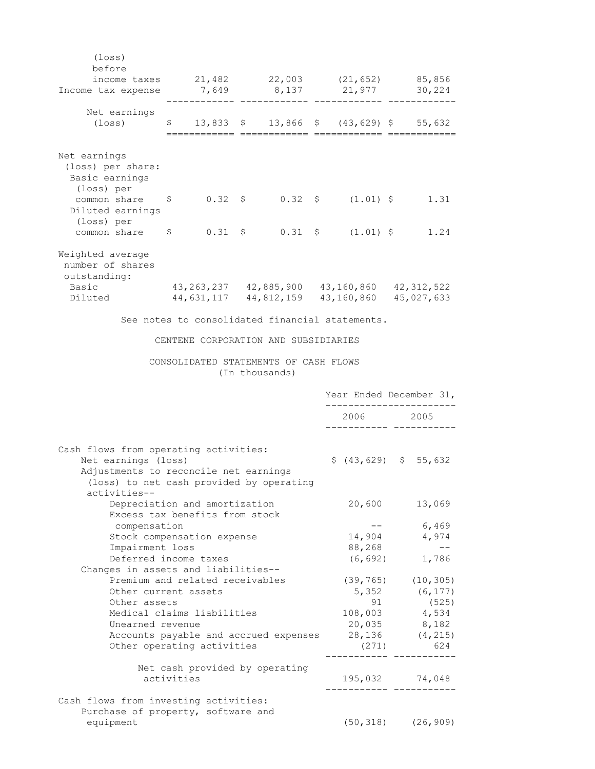| | | | | |
|---|---|---|---|---|
| (loss) before income taxes | 21,482 | 22,003 | (21,652) | 85,856 |
| Income tax expense | 7,649 | 8,137 | 21,977 | 30,224 |
| Net earnings (loss) | $ 13,833 | $ 13,866 | $ (43,629) | $ 55,632 |
| Net earnings (loss) per share: | | | | |
| Basic earnings (loss) per common share | $ 0.32 | $ 0.32 | $ (1.01) | $ 1.31 |
| Diluted earnings (loss) per common share | $ 0.31 | $ 0.31 | $ (1.01) | $ 1.24 |
| Weighted average number of shares outstanding: | | | | |
| Basic | 43,263,237 | 42,885,900 | 43,160,860 | 42,312,522 |
| Diluted | 44,631,117 | 44,812,159 | 43,160,860 | 45,027,633 |

See notes to consolidated financial statements.

CENTENE CORPORATION AND SUBSIDIARIES

CONSOLIDATED STATEMENTS OF CASH FLOWS
(In thousands)

| | Year Ended December 31, | |
|---|---|---|
| | 2006 | 2005 |
| Cash flows from operating activities: | | |
| Net earnings (loss) | $ (43,629) | $ 55,632 |
| Adjustments to reconcile net earnings (loss) to net cash provided by operating activities-- | | |
| Depreciation and amortization | 20,600 | 13,069 |
| Excess tax benefits from stock compensation | -- | 6,469 |
| Stock compensation expense | 14,904 | 4,974 |
| Impairment loss | 88,268 | -- |
| Deferred income taxes | (6,692) | 1,786 |
| Changes in assets and liabilities-- | | |
| Premium and related receivables | (39,765) | (10,305) |
| Other current assets | 5,352 | (6,177) |
| Other assets | 91 | (525) |
| Medical claims liabilities | 108,003 | 4,534 |
| Unearned revenue | 20,035 | 8,182 |
| Accounts payable and accrued expenses | 28,136 | (4,215) |
| Other operating activities | (271) | 624 |
| Net cash provided by operating activities | 195,032 | 74,048 |
| Cash flows from investing activities: | | |
| Purchase of property, software and equipment | (50,318) | (26,909) |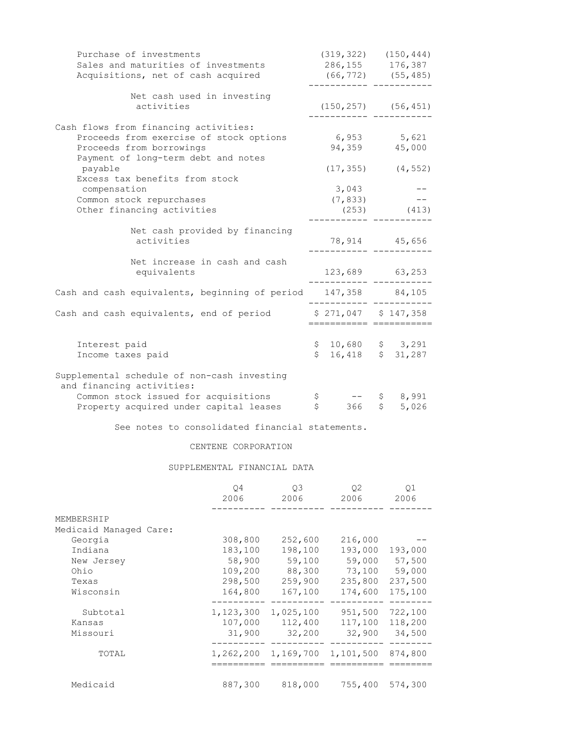| | | |
|---|---|---|
| Purchase of investments | (319,322) | (150,444) |
| Sales and maturities of investments | 286,155 | 176,387 |
| Acquisitions, net of cash acquired | (66,772) | (55,485) |
| Net cash used in investing activities | (150,257) | (56,451) |
| Cash flows from financing activities: | | |
| Proceeds from exercise of stock options | 6,953 | 5,621 |
| Proceeds from borrowings | 94,359 | 45,000 |
| Payment of long-term debt and notes payable | (17,355) | (4,552) |
| Excess tax benefits from stock compensation | 3,043 | -- |
| Common stock repurchases | (7,833) | -- |
| Other financing activities | (253) | (413) |
| Net cash provided by financing activities | 78,914 | 45,656 |
| Net increase in cash and cash equivalents | 123,689 | 63,253 |
| Cash and cash equivalents, beginning of period | 147,358 | 84,105 |
| Cash and cash equivalents, end of period | $ 271,047 | $ 147,358 |
| Interest paid | $ 10,680 | $ 3,291 |
| Income taxes paid | $ 16,418 | $ 31,287 |
| Supplemental schedule of non-cash investing and financing activities: | | |
| Common stock issued for acquisitions | $ -- | $ 8,991 |
| Property acquired under capital leases | $ 366 | $ 5,026 |

See notes to consolidated financial statements.

CENTENE CORPORATION

SUPPLEMENTAL FINANCIAL DATA

| | Q4 2006 | Q3 2006 | Q2 2006 | Q1 2006 |
|---|---|---|---|---|
| MEMBERSHIP | | | | |
| Medicaid Managed Care: | | | | |
| Georgia | 308,800 | 252,600 | 216,000 | -- |
| Indiana | 183,100 | 198,100 | 193,000 | 193,000 |
| New Jersey | 58,900 | 59,100 | 59,000 | 57,500 |
| Ohio | 109,200 | 88,300 | 73,100 | 59,000 |
| Texas | 298,500 | 259,900 | 235,800 | 237,500 |
| Wisconsin | 164,800 | 167,100 | 174,600 | 175,100 |
| Subtotal | 1,123,300 | 1,025,100 | 951,500 | 722,100 |
| Kansas | 107,000 | 112,400 | 117,100 | 118,200 |
| Missouri | 31,900 | 32,200 | 32,900 | 34,500 |
| TOTAL | 1,262,200 | 1,169,700 | 1,101,500 | 874,800 |
| Medicaid | 887,300 | 818,000 | 755,400 | 574,300 |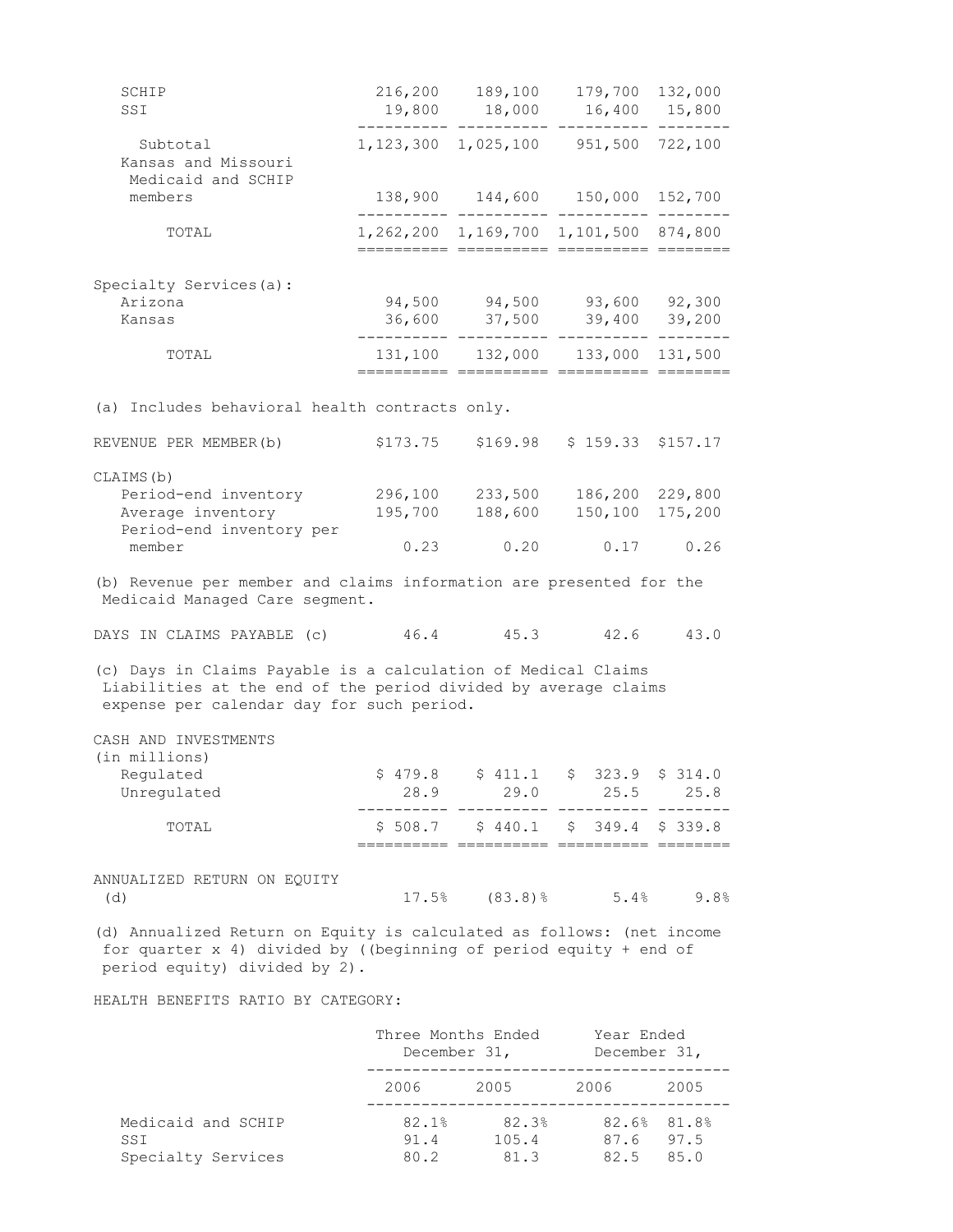| | | | | |
|---|---|---|---|---|
| SCHIP | 216,200 | 189,100 | 179,700 | 132,000 |
| SSI | 19,800 | 18,000 | 16,400 | 15,800 |
| Subtotal | 1,123,300 | 1,025,100 | 951,500 | 722,100 |
| Kansas and Missouri Medicaid and SCHIP members | 138,900 | 144,600 | 150,000 | 152,700 |
| TOTAL | 1,262,200 | 1,169,700 | 1,101,500 | 874,800 |
| | | | | |
| Specialty Services(a): | | | | |
| Arizona | 94,500 | 94,500 | 93,600 | 92,300 |
| Kansas | 36,600 | 37,500 | 39,400 | 39,200 |
| TOTAL | 131,100 | 132,000 | 133,000 | 131,500 |

(a) Includes behavioral health contracts only.

| | | | | |
|---|---|---|---|---|
| REVENUE PER MEMBER(b) | $173.75 | $169.98 | $ 159.33 | $157.17 |
| CLAIMS(b) | | | | |
| Period-end inventory | 296,100 | 233,500 | 186,200 | 229,800 |
| Average inventory | 195,700 | 188,600 | 150,100 | 175,200 |
| Period-end inventory per member | 0.23 | 0.20 | 0.17 | 0.26 |

(b) Revenue per member and claims information are presented for the Medicaid Managed Care segment.

| | | | | |
|---|---|---|---|---|
| DAYS IN CLAIMS PAYABLE (c) | 46.4 | 45.3 | 42.6 | 43.0 |

(c) Days in Claims Payable is a calculation of Medical Claims Liabilities at the end of the period divided by average claims expense per calendar day for such period.

| CASH AND INVESTMENTS (in millions) | | | | |
|---|---|---|---|---|
| Regulated | $ 479.8 | $ 411.1 | $ 323.9 | $ 314.0 |
| Unregulated | 28.9 | 29.0 | 25.5 | 25.8 |
| TOTAL | $ 508.7 | $ 440.1 | $ 349.4 | $ 339.8 |

| | | | | |
|---|---|---|---|---|
| ANNUALIZED RETURN ON EQUITY (d) | 17.5% | (83.8)% | 5.4% | 9.8% |

(d) Annualized Return on Equity is calculated as follows: (net income for quarter x 4) divided by ((beginning of period equity + end of period equity) divided by 2).

HEALTH BENEFITS RATIO BY CATEGORY:

| | Three Months Ended December 31, | | Year Ended December 31, | |
|---|---|---|---|---|
| | 2006 | 2005 | 2006 | 2005 |
| Medicaid and SCHIP | 82.1% | 82.3% | 82.6% | 81.8% |
| SSI | 91.4 | 105.4 | 87.6 | 97.5 |
| Specialty Services | 80.2 | 81.3 | 82.5 | 85.0 |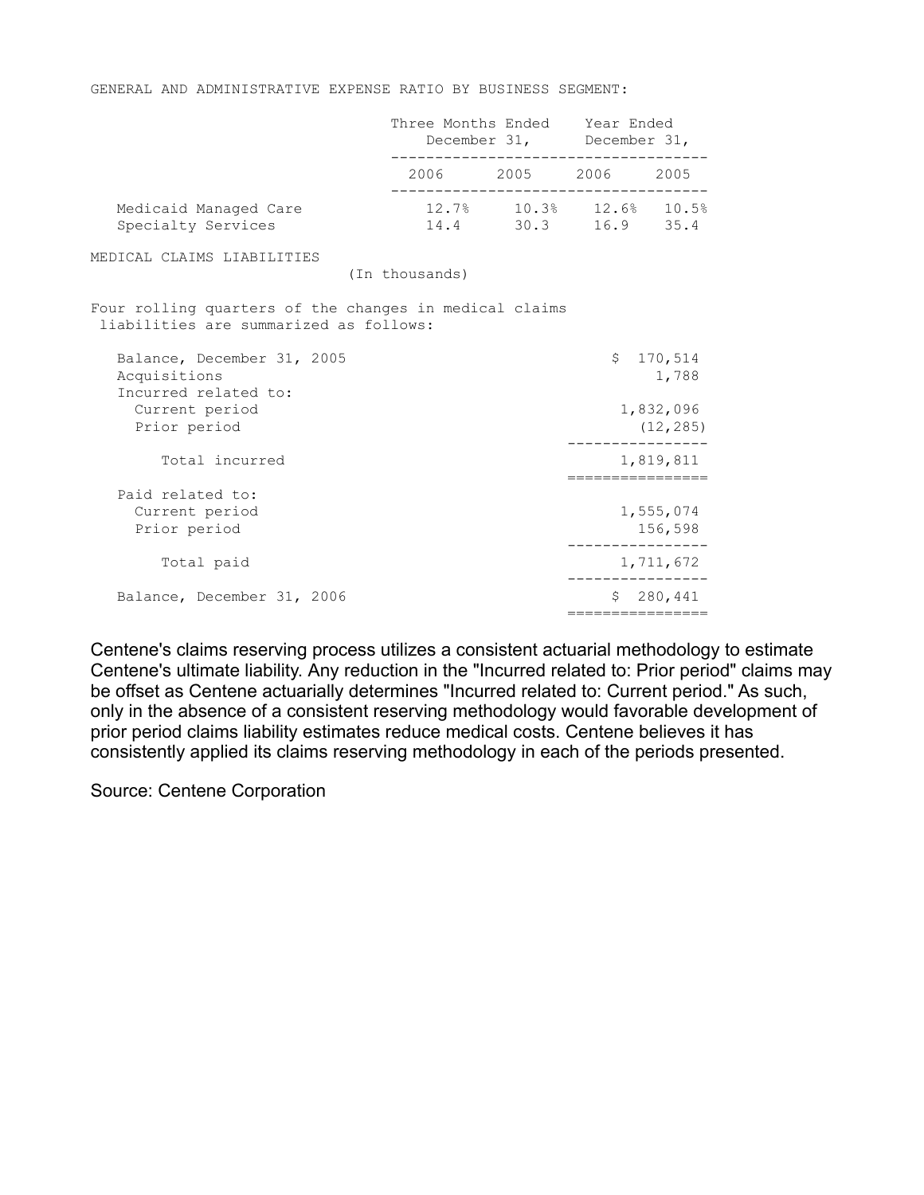GENERAL AND ADMINISTRATIVE EXPENSE RATIO BY BUSINESS SEGMENT:

| | Three Months Ended December 31, | | Year Ended December 31, | |
|---|---|---|---|---|
| | 2006 | 2005 | 2006 | 2005 |
| Medicaid Managed Care | 12.7% | 10.3% | 12.6% | 10.5% |
| Specialty Services | 14.4 | 30.3 | 16.9 | 35.4 |

MEDICAL CLAIMS LIABILITIES

(In thousands)

Four rolling quarters of the changes in medical claims liabilities are summarized as follows:

| | |
|---|---|
| Balance, December 31, 2005 | $ 170,514 |
| Acquisitions | 1,788 |
| Incurred related to: | |
| Current period | 1,832,096 |
| Prior period | (12,285) |
| Total incurred | 1,819,811 |
| Paid related to: | |
| Current period | 1,555,074 |
| Prior period | 156,598 |
| Total paid | 1,711,672 |
| Balance, December 31, 2006 | $ 280,441 |

Centene's claims reserving process utilizes a consistent actuarial methodology to estimate Centene's ultimate liability. Any reduction in the "Incurred related to: Prior period" claims may be offset as Centene actuarially determines "Incurred related to: Current period." As such, only in the absence of a consistent reserving methodology would favorable development of prior period claims liability estimates reduce medical costs. Centene believes it has consistently applied its claims reserving methodology in each of the periods presented.

Source: Centene Corporation